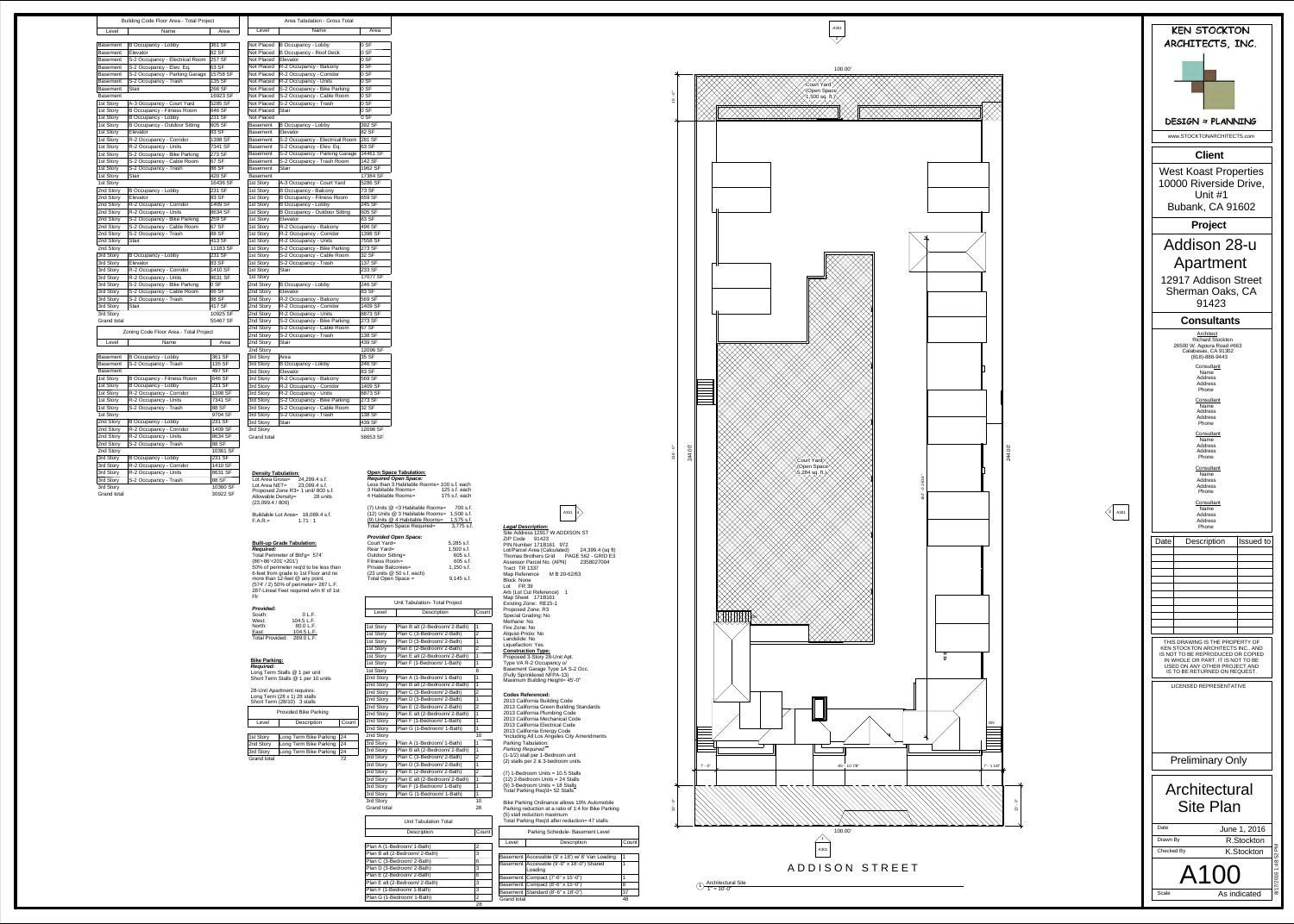## Building Code Floor Area - Total Project

| Level | Name | Area |
|---|---|---|
| Basement | B Occupancy - Lobby | 361 SF |
| Basement | Elevator | 82 SF |
| Basement | S-2 Occupancy - Electrical Room | 257 SF |
| Basement | S-2 Occupancy - Elev. Eq. | 63 SF |
| Basement | S-2 Occupancy - Parking Garage | 15758 SF |
| Basement | S-2 Occupancy - Trash | 135 SF |
| Basement | Stair | 266 SF |
| Basement | | 16923 SF |
| 1st Story | A-3 Occupancy - Court Yard | 5285 SF |
| 1st Story | B Occupancy - Fitness Room | 646 SF |
| 1st Story | B Occupancy - Lobby | 231 SF |
| 1st Story | B Occupancy - Outdoor Sitting | 605 SF |
| 1st Story | Elevator | 83 SF |
| 1st Story | R-2 Occupancy - Corridor | 1398 SF |
| 1st Story | R-2 Occupancy - Units | 7341 SF |
| 1st Story | S-2 Occupancy - Bike Parking | 273 SF |
| 1st Story | S-2 Occupancy - Cable Room | 67 SF |
| 1st Story | S-2 Occupancy - Trash | 88 SF |
| 1st Story | Stair | 420 SF |
| 1st Story | | 16436 SF |
| 2nd Story | B Occupancy - Lobby | 231 SF |
| 2nd Story | Elevator | 83 SF |
| 2nd Story | R-2 Occupancy - Corridor | 1409 SF |
| 2nd Story | R-2 Occupancy - Units | 8634 SF |
| 2nd Story | S-2 Occupancy - Bike Parking | 259 SF |
| 2nd Story | S-2 Occupancy - Cable Room | 67 SF |
| 2nd Story | S-2 Occupancy - Trash | 88 SF |
| 2nd Story | Stair | 413 SF |
| 2nd Story | | 11183 SF |
| 3rd Story | B Occupancy - Lobby | 231 SF |
| 3rd Story | Elevator | 83 SF |
| 3rd Story | R-2 Occupancy - Corridor | 1410 SF |
| 3rd Story | R-2 Occupancy - Units | 8631 SF |
| 3rd Story | S-2 Occupancy - Bike Parking | 0 SF |
| 3rd Story | S-2 Occupancy - Cable Room | 66 SF |
| 3rd Story | S-2 Occupancy - Trash | 88 SF |
| 3rd Story | Stair | 417 SF |
| 3rd Story | | 10925 SF |
| Grand total | | 55467 SF |

## Zoning Code Floor Area - Total Project

| Level | Name | Area |
|---|---|---|
| Basement | B Occupancy - Lobby | 361 SF |
| Basement | S-2 Occupancy - Trash | 135 SF |
| Basement | | 497 SF |
| 1st Story | B Occupancy - Fitness Room | 646 SF |
| 1st Story | B Occupancy - Lobby | 231 SF |
| 1st Story | R-2 Occupancy - Corridor | 1398 SF |
| 1st Story | R-2 Occupancy - Units | 7341 SF |
| 1st Story | S-2 Occupancy - Trash | 88 SF |
| 1st Story | | 9704 SF |
| 2nd Story | B Occupancy - Lobby | 231 SF |
| 2nd Story | R-2 Occupancy - Corridor | 1409 SF |
| 2nd Story | R-2 Occupancy - Units | 8634 SF |
| 2nd Story | S-2 Occupancy - Trash | 88 SF |
| 2nd Story | | 10361 SF |
| 3rd Story | B Occupancy - Lobby | 231 SF |
| 3rd Story | R-2 Occupancy - Corridor | 1410 SF |
| 3rd Story | R-2 Occupancy - Units | 8631 SF |
| 3rd Story | S-2 Occupancy - Trash | 88 SF |
| 3rd Story | | 10360 SF |
| Grand total | | 30922 SF |

## Area Tabulation - Gross Total

| Level | Name | Area |
|---|---|---|
| Not Placed | B Occupancy - Lobby | 0 SF |
| Not Placed | B Occupancy - Roof Deck | 0 SF |
| Not Placed | Elevator | 0 SF |
| Not Placed | R-2 Occupancy - Balcony | 0 SF |
| Not Placed | R-2 Occupancy - Corridor | 0 SF |
| Not Placed | R-2 Occupancy - Units | 0 SF |
| Not Placed | S-2 Occupancy - Bike Parking | 0 SF |
| Not Placed | S-2 Occupancy - Cable Room | 0 SF |
| Not Placed | S-2 Occupancy - Trash | 0 SF |
| Not Placed | Stair | 0 SF |
| Not Placed | | 0 SF |
| Basement | B Occupancy - Lobby | 392 SF |
| Basement | Elevator | 82 SF |
| Basement | S-2 Occupancy - Electrical Room | 281 SF |
| Basement | S-2 Occupancy - Elev. Eq. | 63 SF |
| Basement | S-2 Occupancy - Parking Garage | 14461 SF |
| Basement | S-2 Occupancy - Trash Room | 142 SF |
| Basement | Stair | 1962 SF |
| Basement | | 17384 SF |
| 1st Story | A-3 Occupancy - Court Yard | 5286 SF |
| 1st Story | B Occupancy - Balcony | 73 SF |
| 1st Story | B Occupancy - Fitness Room | 659 SF |
| 1st Story | B Occupancy - Lobby | 245 SF |
| 1st Story | B Occupancy - Outdoor Sitting | 605 SF |
| 1st Story | Elevator | 83 SF |
| 1st Story | R-2 Occupancy - Balcony | 496 SF |
| 1st Story | R-2 Occupancy - Corridor | 1398 SF |
| 1st Story | R-2 Occupancy - Units | 7558 SF |
| 1st Story | S-2 Occupancy - Bike Parking | 273 SF |
| 1st Story | S-2 Occupancy - Cable Room | 32 SF |
| 1st Story | S-2 Occupancy - Trash | 137 SF |
| 1st Story | Stair | 233 SF |
| 1st Story | | 17077 SF |
| 2nd Story | B Occupancy - Lobby | 246 SF |
| 2nd Story | Elevator | 83 SF |
| 2nd Story | R-2 Occupancy - Balcony | 569 SF |
| 2nd Story | R-2 Occupancy - Corridor | 1409 SF |
| 2nd Story | R-2 Occupancy - Units | 8873 SF |
| 2nd Story | S-2 Occupancy - Bike Parking | 273 SF |
| 2nd Story | S-2 Occupancy - Cable Room | 67 SF |
| 2nd Story | S-2 Occupancy - Trash | 138 SF |
| 2nd Story | Stair | 439 SF |
| 2nd Story | | 12096 SF |
| 3rd Story | Area | 35 SF |
| 3rd Story | B Occupancy - Lobby | 246 SF |
| 3rd Story | Elevator | 83 SF |
| 3rd Story | R-2 Occupancy - Balcony | 569 SF |
| 3rd Story | R-2 Occupancy - Corridor | 1409 SF |
| 3rd Story | R-2 Occupancy - Units | 8873 SF |
| 3rd Story | S-2 Occupancy - Bike Parking | 273 SF |
| 3rd Story | S-2 Occupancy - Cable Room | 32 SF |
| 3rd Story | S-2 Occupancy - Trash | 138 SF |
| 3rd Story | Stair | 439 SF |
| 3rd Story | | 12096 SF |
| Grand total | | 58653 SF |

**Density Tabulation:**
Lot Area Gross= 24,299.4 s.f.
Lot Area NET= 23,099.4 s.f.
Proposed Zone R3= 1 unit/ 800 s.f.
Allowable Density= 28 units
(23,099.4 / 800)

Buildable Lot Area= 18,089.4 s.f.
F.A.R.= 1.71 : 1

**Built-up Grade Tabulation:**
*Required:*
Total Perimeter of Bldg= 574'
(86'+86'+201'+201')
50% of perimeter req'd to be less than 6-feet from grade to 1st Floor and no more than 12-feet @ any point.
(574' / 2) 50% of perimeter= 287 L.F.
287-Lineal Feet required w/in 6' of 1st Flr

*Provided:*
South: 0 L.F.
West: 104.5 L.F.
North: 80.0 L.F.
East: 104.5 L.F.
Total Provided: 289.0 L.F.

**Bike Parking:**
*Required:*
Long Term Stalls @ 1 per unit
Short Term Stalls @ 1 per 10 units

28-Unit Apartment requires:
Long Term (28 x 1) 28 stalls
Short Term (28/10) 3 stalls

### Provided Bike Parking

| Level | Description | Count |
|---|---|---|
| 1st Story | Long Term Bike Parking | 24 |
| 2nd Story | Long Term Bike Parking | 24 |
| 3rd Story | Long Term Bike Parking | 24 |
| Grand total | | 72 |

**Open Space Tabulation:**
*Required Open Space:*
Less than 3 Habitable Rooms= 100 s.f. each
3 Habitable Rooms= 125 s.f. each
4 Habitable Rooms= 175 s.f. each

(7) Units @ <3 Habitable Rooms= 700 s.f.
(12) Units @ 3 Habitable Rooms= 1,500 s.f.
(9) Units @ 4 Habitable Rooms= 1,575 s.f.
Total Open Space Required= 3,775 s.f.

*Provided Open Space:*
Court Yard= 5,285 s.f.
Rear Yard= 1,500 s.f.
Outdoor Sitting= 605 s.f.
Fitness Room= 605 s.f.
Private Balconies= 1,150 s.f.
(23 units @ 50 s.f. each)
Total Open Space = 9,145 s.f.

### Unit Tabulation- Total Project

| Level | Description | Count |
|---|---|---|
| 1st Story | Plan B alt (2-Bedroom/ 2-Bath) | 1 |
| 1st Story | Plan C (3-Bedroom/ 2-Bath) | 2 |
| 1st Story | Plan D (3-Bedroom/ 2-Bath) | 1 |
| 1st Story | Plan E (2-Bedroom/ 2-Bath) | 2 |
| 1st Story | Plan E alt (2-Bedroom/ 2-Bath) | 1 |
| 1st Story | Plan F (1-Bedroom/ 1-Bath) | 1 |
| 1st Story | | 8 |
| 2nd Story | Plan A (1-Bedroom/ 1-Bath) | 1 |
| 2nd Story | Plan B alt (2-Bedroom/ 2-Bath) | 1 |
| 2nd Story | Plan C (3-Bedroom/ 2-Bath) | 2 |
| 2nd Story | Plan D (3-Bedroom/ 2-Bath) | 1 |
| 2nd Story | Plan E (2-Bedroom/ 2-Bath) | 2 |
| 2nd Story | Plan E alt (2-Bedroom/ 2-Bath) | 1 |
| 2nd Story | Plan F (1-Bedroom/ 1-Bath) | 1 |
| 2nd Story | Plan G (1-Bedroom/ 1-Bath) | 1 |
| 2nd Story | | 10 |
| 3rd Story | Plan A (1-Bedroom/ 1-Bath) | 1 |
| 3rd Story | Plan B alt (2-Bedroom/ 2-Bath) | 1 |
| 3rd Story | Plan C (3-Bedroom/ 2-Bath) | 2 |
| 3rd Story | Plan D (3-Bedroom/ 2-Bath) | 1 |
| 3rd Story | Plan E (2-Bedroom/ 2-Bath) | 2 |
| 3rd Story | Plan E alt (2-Bedroom/ 2-Bath) | 1 |
| 3rd Story | Plan F (1-Bedroom/ 1-Bath) | 1 |
| 3rd Story | Plan G (1-Bedroom/ 1-Bath) | 1 |
| 3rd Story | | 10 |
| Grand total | | 28 |

### Unit Tabulation Total

| Description | Count |
|---|---|
| Plan A (1-Bedroom/ 1-Bath) | 2 |
| Plan B alt (2-Bedroom/ 2-Bath) | 3 |
| Plan C (3-Bedroom/ 2-Bath) | 6 |
| Plan D (3-Bedroom/ 2-Bath) | 3 |
| Plan E (2-Bedroom/ 2-Bath) | 6 |
| Plan E alt (2-Bedroom/ 2-Bath) | 3 |
| Plan F (1-Bedroom/ 1-Bath) | 3 |
| Plan G (1-Bedroom/ 1-Bath) | 2 |
| | 28 |

**Legal Description:**
Site Address 12917 W ADDISON ST
ZIP Code 91423
PIN Number 171B161 972
Lot/Parcel Area (Calculated) 24,399.4 (sq ft)
Thomas Brothers Grid PAGE 562 - GRID E3
Assessor Parcel No. (APN) 2358027004
Tract TR 1337
Map Reference M B 20-62/63
Block None
Lot FR 39
Arb (Lot Cut Reference) 1
Map Sheet 171B161
Existing Zone: RE15-1
Proposed Zone: R3
Special Grading: No
Methane: No
Fire Zone: No
Alquist-Priolo: No
Landslide: No
Liquefaction: Yes

**Construction Type:**
Proposed 3-Story 28-Unit Apt.
Type VA R-2 Occupancy o/
Basement Garage Type 1A S-2 Occ.
(Fully Sprinklered NFPA-13)
Maximum Building Height= 45'-0"

**Codes Referenced:**
2013 California Building Code
2013 California Green Building Standards
2013 California Plumbing Code
2013 California Mechanical Code
2013 California Electrical Code
2013 California Energy Code
*including All Los Angeles City Amendments

Parking Tabulation:
*Parking Required:*
(1-1/2) stall per 1-Bedroom unit
(2) stalls per 2 & 3-bedroom units

(7) 1-Bedroom Units = 10.5 Stalls
(12) 2-Bedroom Units = 24 Stalls
(9) 3-Bedroom Units = 18 Stalls
Total Parking Req'd= 52 Stalls

Bike Parking Ordinance allows 10% Automobile Parking reduction at a ratio of 1:4 for Bike Parking
(5) stall reduction maximum
Total Parking Req'd after reduction= 47 stalls

### Parking Schedule- Basement Level

| Level | Description | Count |
|---|---|---|
| Basement | Accessible (9' x 18') w/ 8' Van Loading | 1 |
| Basement | Accessible (9'-0" x 18'-0") Shared Loading | 1 |
| Basement | Compact (7'-6" x 15'-0") | 1 |
| Basement | Compact (8'-6" x 15'-0") | 8 |
| Basement | Standard (8'-6" x 18'-0") | 37 |
| Grand total | | 48 |

Court Yard (Open Space) 1,500 sq. ft.

Court Yard (Open Space) 5,284 sq. ft.

100.00'

244.00'

ADDISON STREET

1 Architectural Site
1" = 10'-0"

**KEN STOCKTON ARCHITECTS, INC.**
DESIGN ≈ PLANNING
www.STOCKTONARCHITECTS.com

**Client**
West Koast Properties
10000 Riverside Drive, Unit #1
Bubank, CA 91602

**Project**
Addison 28-u Apartment
12917 Addison Street
Sherman Oaks, CA 91423

**Consultants**
Architect
Richard Stockton
26500 W. Agoura Road #663
Calabasas, CA 91302
(818)-888-9443

Consultant: Name, Address, Address, Phone (x5)

| Date | Description | Issued to |
|---|---|---|
| | | |

THIS DRAWING IS THE PROPERTY OF KEN STOCKTON ARCHITECTS INC., AND IS NOT TO BE REPRODUCED OR COPIED IN WHOLE OR PART. IT IS NOT TO BE USED ON ANY OTHER PROJECT AND IS TO BE RETURNED ON REQUEST.

LICENSED REPRESENTATIVE

Preliminary Only

**Architectural Site Plan**

| | |
|---|---|
| Date | June 1, 2016 |
| Drawn By | R.Stockton |
| Checked By | K.Stockton |

**A100**

Scale: As indicated

8/27/2016 1:48:52 PM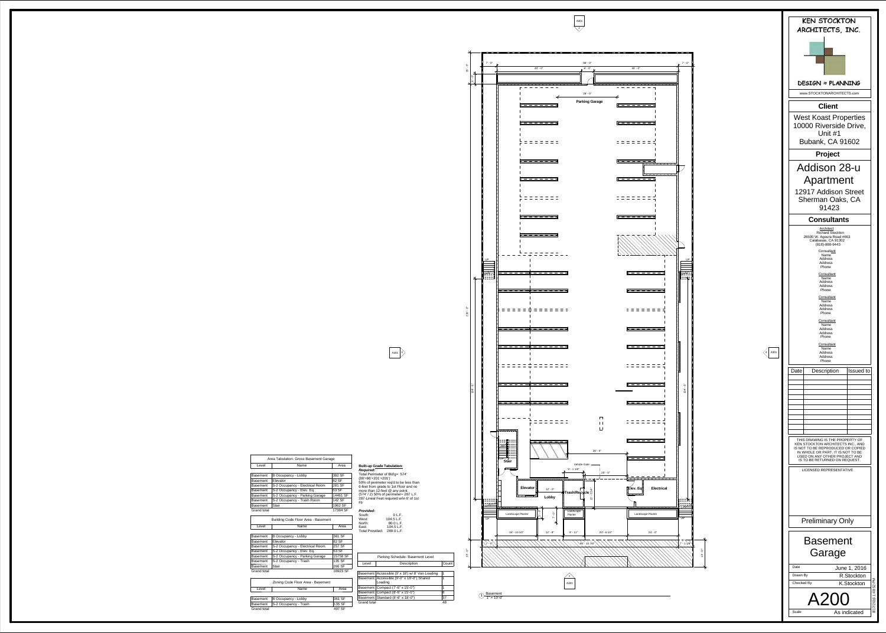## Area Tabulation- Gross Basement Garage

| Level | Name | Area |
|---|---|---|
| Basement | B Occupancy - Lobby | 392 SF |
| Basement | Elevator | 82 SF |
| Basement | S-2 Occupancy - Electrical Room | 281 SF |
| Basement | S-2 Occupancy - Elev. Eq. | 83 SF |
| Basement | S-2 Occupancy - Parking Garage | 14461 SF |
| Basement | S-2 Occupancy - Trash Room | 142 SF |
| Basement | Stair | 1962 SF |
| Grand total | | 17384 SF |

## Building Code Floor Area - Basement

| Level | Name | Area |
|---|---|---|
| Basement | B Occupancy - Lobby | 361 SF |
| Basement | Elevator | 82 SF |
| Basement | S-2 Occupancy - Electrical Room | 257 SF |
| Basement | S-2 Occupancy - Elev. Eq. | 63 SF |
| Basement | S-2 Occupancy - Parking Garage | 15758 SF |
| Basement | S-2 Occupancy - Trash | 135 SF |
| Basement | Stair | 266 SF |
| Grand total | | 16923 SF |

## Zoning Code Floor Area - Basement

| Level | Name | Area |
|---|---|---|
| Basement | B Occupancy - Lobby | 361 SF |
| Basement | S-2 Occupancy - Trash | 135 SF |
| Grand total | | 497 SF |

**Built-up Grade Tabulation:**

***Required:***

Total Perimeter of Bldg= 574' (86'+86'+201'+201')

50% of perimeter req'd to be less than 6-feet from grade to 1st Floor and no more than 12-feet @ any point.

(574' / 2) 50% of perimeter= 287 L.F.

287-Lineal Feet required w/in 6' of 1st Flr

***Provided:***

South: 0 L.F.
West: 104.5 L.F.
North: 80.0 L.F.
East: 104.5 L.F.
Total Provided: 289.0 L.F.

## Parking Schedule- Basement Level

| Level | Description | Count |
|---|---|---|
| Basement | Accessible (9' x 18') w/ 8' Van Loading | 1 |
| Basement | Accessible (9'-0" x 18'-0") Shared Loading | 1 |
| Basement | Compact (7'-6" x 15'-0") | 1 |
| Basement | Compact (8'-6" x 15'-0") | 8 |
| Basement | Standard (8'-6" x 18'-0") | 37 |
| Grand total | | 48 |

Parking Garage

Stair

Elevator

Lobby

Trash/Recycle

Elev. Eq.

Electrical

Landscape Planter

Vehicle Gate

1 Basement
1" = 10'-0"

**KEN STOCKTON ARCHITECTS, INC.**

DESIGN ≈ PLANNING

www.STOCKTONARCHITECTS.com

**Client**

West Koast Properties
10000 Riverside Drive, Unit #1
Bubank, CA 91602

**Project**

Addison 28-u Apartment

12917 Addison Street
Sherman Oaks, CA 91423

**Consultants**

Architect
Richard Stockton
26500 W. Agoura Road #663
Calabasas, CA 91302
(818)-888-9443

| Date | Description | Issued to |
|---|---|---|

THIS DRAWING IS THE PROPERTY OF KEN STOCKTON ARCHITECTS INC., AND IS NOT TO BE REPRODUCED OR COPIED IN WHOLE OR PART. IT IS NOT TO BE USED ON ANY OTHER PROJECT AND IS TO BE RETURNED ON REQUEST.

LICENSED REPRESENTATIVE

Preliminary Only

**Basement Garage**

| | |
|---|---|
| Date | June 1, 2016 |
| Drawn By | R.Stockton |
| Checked By | K.Stockton |

**A200**

Scale: As indicated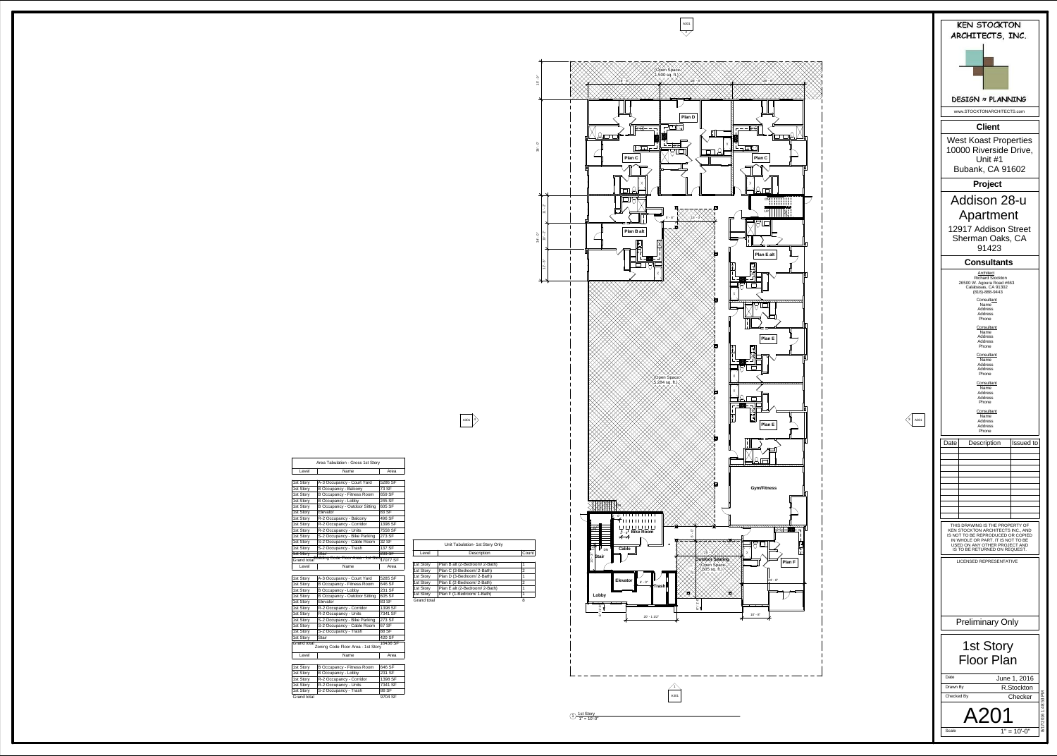# KEN STOCKTON ARCHITECTS, INC.

DESIGN ≈ PLANNING

www.STOCKTONARCHITECTS.com

## Client

West Koast Properties
10000 Riverside Drive, Unit #1
Bubank, CA 91602

## Project

Addison 28-u Apartment

12917 Addison Street
Sherman Oaks, CA 91423

## Consultants

Architect
Richard Stockton
26500 W. Agoura Road #663
Calabasas, CA 91302
(818)-888-9443

Consultant
Name
Address
Address
Phone

Consultant
Name
Address
Address
Phone

Consultant
Name
Address
Address
Phone

Consultant
Name
Address
Address
Phone

Consultant
Name
Address
Address
Phone

| Date | Description | Issued to |
|---|---|---|
| | | |

THIS DRAWING IS THE PROPERTY OF KEN STOCKTON ARCHITECTS INC., AND IS NOT TO BE REPRODUCED OR COPIED IN WHOLE OR PART. IT IS NOT TO BE USED ON ANY OTHER PROJECT AND IS TO BE RETURNED ON REQUEST.

LICENSED REPRESENTATIVE

Preliminary Only

# 1st Story Floor Plan

| | |
|---|---|
| Date | June 1, 2016 |
| Drawn By | R.Stockton |
| Checked By | Checker |

A201

Scale 1" = 10'-0"

8/27/2016 1:48:53 PM

Area Tabulation - Gross 1st Story

| Level | Name | Area |
|---|---|---|
| 1st Story | A-3 Occupancy - Court Yard | 5285 SF |
| 1st Story | B Occupancy - Balcony | 73 SF |
| 1st Story | B Occupancy - Fitness Room | 659 SF |
| 1st Story | B Occupancy - Lobby | 245 SF |
| 1st Story | B Occupancy - Outdoor Sitting | 605 SF |
| 1st Story | Elevator | 83 SF |
| 1st Story | R-2 Occupancy - Balcony | 496 SF |
| 1st Story | R-2 Occupancy - Corridor | 1398 SF |
| 1st Story | R-2 Occupancy - Units | 7558 SF |
| 1st Story | S-2 Occupancy - Bike Parking | 273 SF |
| 1st Story | S-2 Occupancy - Cable Room | 32 SF |
| 1st Story | S-2 Occupancy - Trash | 137 SF |
| 1st Story | Stair | 223 SF |
| Grand total | | 17077 SF |

Building Code Floor Area - 1st Story

| Level | Name | Area |
|---|---|---|
| 1st Story | A-3 Occupancy - Court Yard | 5285 SF |
| 1st Story | B Occupancy - Fitness Room | 646 SF |
| 1st Story | B Occupancy - Lobby | 231 SF |
| 1st Story | B Occupancy - Outdoor Sitting | 605 SF |
| 1st Story | Elevator | 83 SF |
| 1st Story | R-2 Occupancy - Corridor | 1398 SF |
| 1st Story | R-2 Occupancy - Units | 7341 SF |
| 1st Story | S-2 Occupancy - Bike Parking | 273 SF |
| 1st Story | S-2 Occupancy - Cable Room | 67 SF |
| 1st Story | S-2 Occupancy - Trash | 88 SF |
| 1st Story | Stair | 420 SF |
| Grand total | | 16436 SF |

Zoning Code Floor Area - 1st Story

| Level | Name | Area |
|---|---|---|
| 1st Story | B Occupancy - Fitness Room | 646 SF |
| 1st Story | B Occupancy - Lobby | 231 SF |
| 1st Story | R-2 Occupancy - Corridor | 1398 SF |
| 1st Story | R-2 Occupancy - Units | 7341 SF |
| 1st Story | S-2 Occupancy - Trash | 88 SF |
| Grand total | | 9704 SF |

Unit Tabulation- 1st Story Only

| Level | Description | Count |
|---|---|---|
| 1st Story | Plan B alt (2-Bedroom/ 2-Bath) | 1 |
| 1st Story | Plan C (3-Bedroom/ 2-Bath) | 2 |
| 1st Story | Plan D (3-Bedroom/ 2-Bath) | 1 |
| 1st Story | Plan E (2-Bedroom/ 2-Bath) | 2 |
| 1st Story | Plan E alt (2-Bedroom/ 2-Bath) | 1 |
| 1st Story | Plan F (1-Bedroom/ 1-Bath) | 1 |
| Grand total | | 8 |

Open Space 1,500 sq. ft.

Open Space 5,284 sq. ft.

Outdoor Seating (Open Space 605 sq. ft.)

Plan D, Plan C, Plan C, Plan B alt, Plan E alt, Plan E, Plan E, Gym/Fitness, Plan F, Bike Room, Cable, Stair, Elevator, Trash, Lobby

1 1st Story
1" = 10'-0"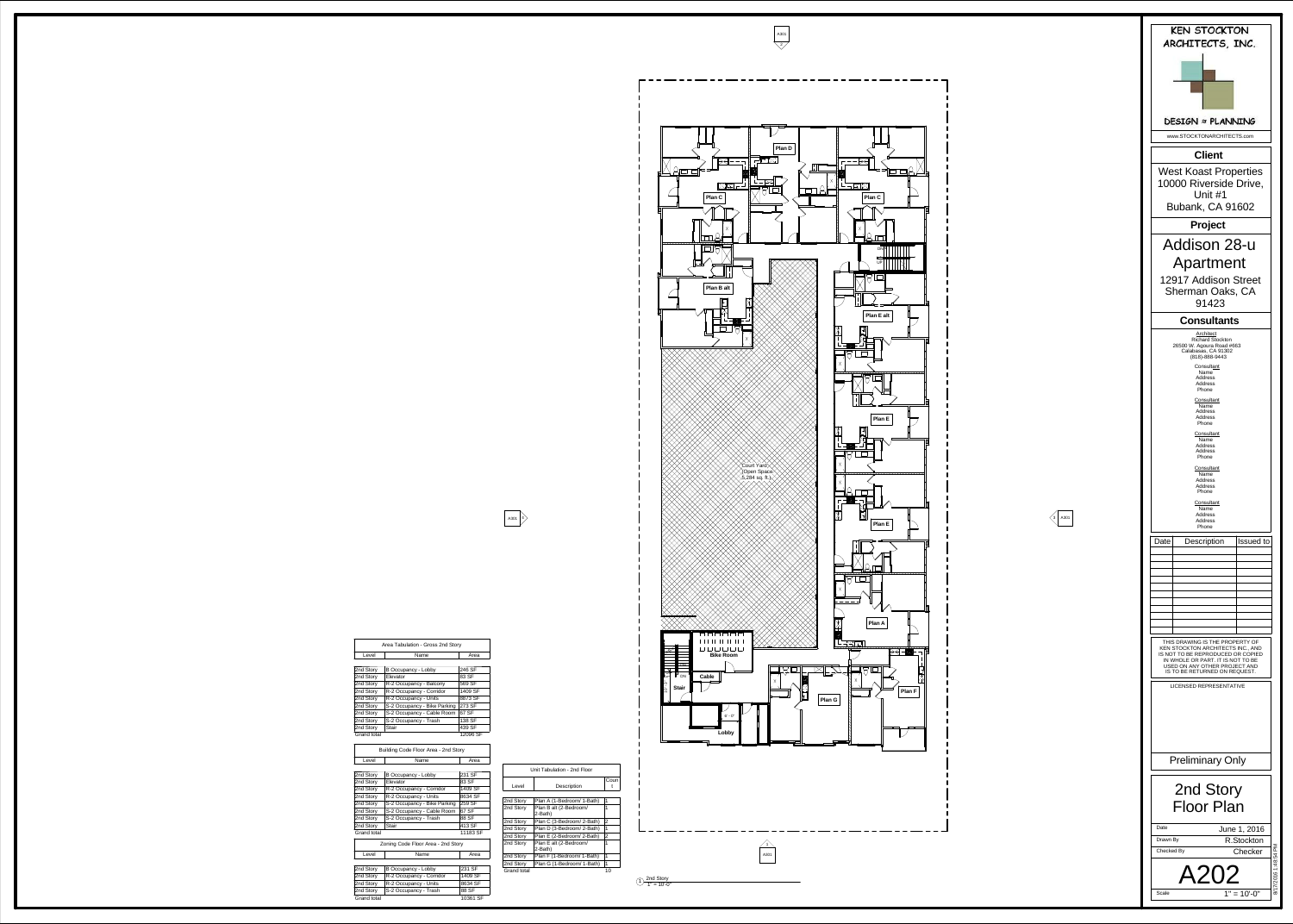# KEN STOCKTON ARCHITECTS, INC.

DESIGN ≈ PLANNING

www.STOCKTONARCHITECTS.com

## Client

West Koast Properties
10000 Riverside Drive, Unit #1
Bubank, CA 91602

## Project

Addison 28-u Apartment
12917 Addison Street
Sherman Oaks, CA 91423

## Consultants

Architect
Richard Stockton
26500 W. Agoura Road #663
Calabasas, CA 91302
(818)-888-9443

Consultant
Name
Address
Address
Phone

Consultant
Name
Address
Address
Phone

Consultant
Name
Address
Address
Phone

Consultant
Name
Address
Address
Phone

Consultant
Name
Address
Address
Phone

| Date | Description | Issued to |
|---|---|---|
| | | |

THIS DRAWING IS THE PROPERTY OF KEN STOCKTON ARCHITECTS INC., AND IS NOT TO BE REPRODUCED OR COPIED IN WHOLE OR PART. IT IS NOT TO BE USED ON ANY OTHER PROJECT AND IS TO BE RETURNED ON REQUEST.

LICENSED REPRESENTATIVE

Preliminary Only

## 2nd Story Floor Plan

Date: June 1, 2016
Drawn By: R.Stockton
Checked By: Checker

A202

Scale: 1" = 10'-0"

8/17/2016 1:48:54 PM

---

Plan D, Plan C, Plan C, Plan B alt, Plan E alt, Plan E, Plan E, Plan A, Plan F, Plan G, Bike Room, Cable, Stair, Lobby

Court Yard (Open Space 5,284 sq. ft.)

2nd Story
1" = 10'-0"

### Area Tabulation - Gross 2nd Story

| Level | Name | Area |
|---|---|---|
| 2nd Story | B Occupancy - Lobby | 246 SF |
| 2nd Story | Elevator | 83 SF |
| 2nd Story | R-2 Occupancy - Balcony | 569 SF |
| 2nd Story | R-2 Occupancy - Corridor | 1409 SF |
| 2nd Story | R-2 Occupancy - Units | 8634 SF |
| 2nd Story | R-2 Occupancy - Units | 8673 SF |
| 2nd Story | S-2 Occupancy - Bike Parking | 273 SF |
| 2nd Story | S-2 Occupancy - Cable Room | 67 SF |
| 2nd Story | S-2 Occupancy - Trash | 136 SF |
| 2nd Story | Stair | 439 SF |
| Grand total | | 12096 SF |

### Building Code Floor Area - 2nd Story

| Level | Name | Area |
|---|---|---|
| 2nd Story | B Occupancy - Lobby | 231 SF |
| 2nd Story | Elevator | 83 SF |
| 2nd Story | R-2 Occupancy - Corridor | 1409 SF |
| 2nd Story | R-2 Occupancy - Units | 8634 SF |
| 2nd Story | S-2 Occupancy - Bike Parking | 259 SF |
| 2nd Story | S-2 Occupancy - Cable Room | 67 SF |
| 2nd Story | S-2 Occupancy - Trash | 88 SF |
| 2nd Story | Stair | 413 SF |
| Grand total | | 11183 SF |

### Zoning Code Floor Area - 2nd Story

| Level | Name | Area |
|---|---|---|
| 2nd Story | B Occupancy - Lobby | 231 SF |
| 2nd Story | R-2 Occupancy - Corridor | 1409 SF |
| 2nd Story | R-2 Occupancy - Units | 8634 SF |
| 2nd Story | S-2 Occupancy - Trash | 88 SF |
| Grand total | | 10361 SF |

### Unit Tabulation - 2nd Floor

| Level | Description | Count |
|---|---|---|
| 2nd Story | Plan A (1-Bedroom/ 1-Bath) | 1 |
| 2nd Story | Plan B alt (2-Bedroom/ 2-Bath) | 1 |
| 2nd Story | Plan C (3-Bedroom/ 2-Bath) | 2 |
| 2nd Story | Plan D (3-Bedroom/ 2-Bath) | 1 |
| 2nd Story | Plan E (2-Bedroom/ 2-Bath) | 2 |
| 2nd Story | Plan E alt (2-Bedroom/ 2-Bath) | 1 |
| 2nd Story | Plan F (1-Bedroom/ 1-Bath) | 1 |
| 2nd Story | Plan G (1-Bedroom/ 1-Bath) | 1 |
| Grand total | | 10 |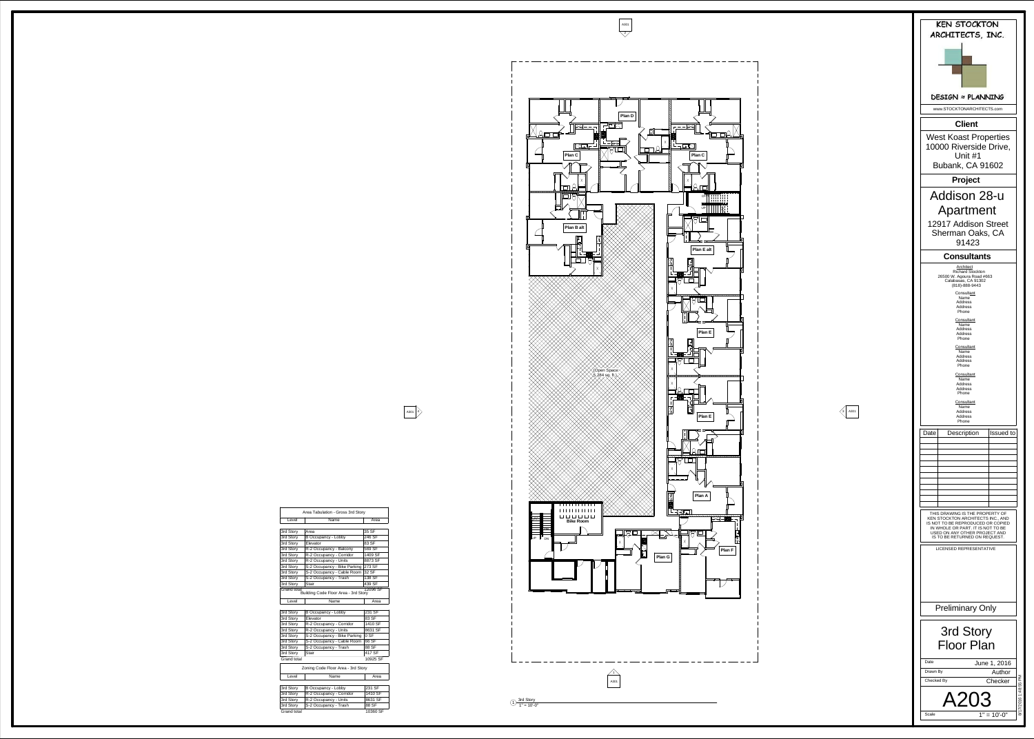# KEN STOCKTON ARCHITECTS, INC.

DESIGN ≈ PLANNING

www.STOCKTONARCHITECTS.com

## Client

West Koast Properties
10000 Riverside Drive, Unit #1
Bubank, CA 91602

## Project

Addison 28-u Apartment

12917 Addison Street
Sherman Oaks, CA 91423

## Consultants

Architect
Richard Stockton
26500 W. Agoura Road #663
Calabasas, CA 91302
(818)-888-9443

Consultant
Name
Address
Address
Phone

Consultant
Name
Address
Address
Phone

Consultant
Name
Address
Address
Phone

Consultant
Name
Address
Address
Phone

Consultant
Name
Address
Address
Phone

| Date | Description | Issued to |
|---|---|---|
| | | |

THIS DRAWING IS THE PROPERTY OF KEN STOCKTON ARCHITECTS INC., AND IS NOT TO BE REPRODUCED OR COPIED IN WHOLE OR PART. IT IS NOT TO BE USED ON ANY OTHER PROJECT AND IS TO BE RETURNED ON REQUEST.

LICENSED REPRESENTATIVE

Preliminary Only

## 3rd Story Floor Plan

| | |
|---|---|
| Date | June 1, 2016 |
| Drawn By | Author |
| Checked By | Checker |

A203

Scale 1" = 10'-0"

8/17/2016 1:48:05 PM

---

Plan D, Plan C, Plan C, Plan B alt, Plan E alt, Plan E, Plan E, Plan A, Bike Room, Plan G, Plan F

(Open Space - 5,284 sq. ft.)

1 3rd Story 1" = 10'-0"

Area Tabulation - Gross 3rd Story

| Level | Name | Area |
|---|---|---|
| 3rd Story | Area | 35 SF |
| 3rd Story | B Occupancy - Lobby | 246 SF |
| 3rd Story | Elevator | 83 SF |
| 3rd Story | R-2 Occupancy - Balcony | 569 SF |
| 3rd Story | R-2 Occupancy - Corridor | 1409 SF |
| 3rd Story | R-2 Occupancy - Units | 8873 SF |
| 3rd Story | S-2 Occupancy - Bike Parking | 273 SF |
| 3rd Story | S-2 Occupancy - Cable Room | 32 SF |
| 3rd Story | S-2 Occupancy - Trash | 236 SF |
| 3rd Story | Stair | 439 SF |
| Grand total | | 12096 SF |

Building Code Floor Area - 3rd Story

| Level | Name | Area |
|---|---|---|
| 3rd Story | B Occupancy - Lobby | 231 SF |
| 3rd Story | Elevator | 83 SF |
| 3rd Story | R-2 Occupancy - Corridor | 1410 SF |
| 3rd Story | R-2 Occupancy - Units | 8631 SF |
| 3rd Story | S-2 Occupancy - Bike Parking | 0 SF |
| 3rd Story | S-2 Occupancy - Cable Room | 66 SF |
| 3rd Story | S-2 Occupancy - Trash | 88 SF |
| 3rd Story | Stair | 417 SF |
| Grand total | | 10925 SF |

Zoning Code Floor Area - 3rd Story

| Level | Name | Area |
|---|---|---|
| 3rd Story | B Occupancy - Lobby | 231 SF |
| 3rd Story | R-2 Occupancy - Corridor | 1410 SF |
| 3rd Story | R-2 Occupancy - Units | 8631 SF |
| 3rd Story | S-2 Occupancy - Trash | 88 SF |
| Grand total | | 10360 SF |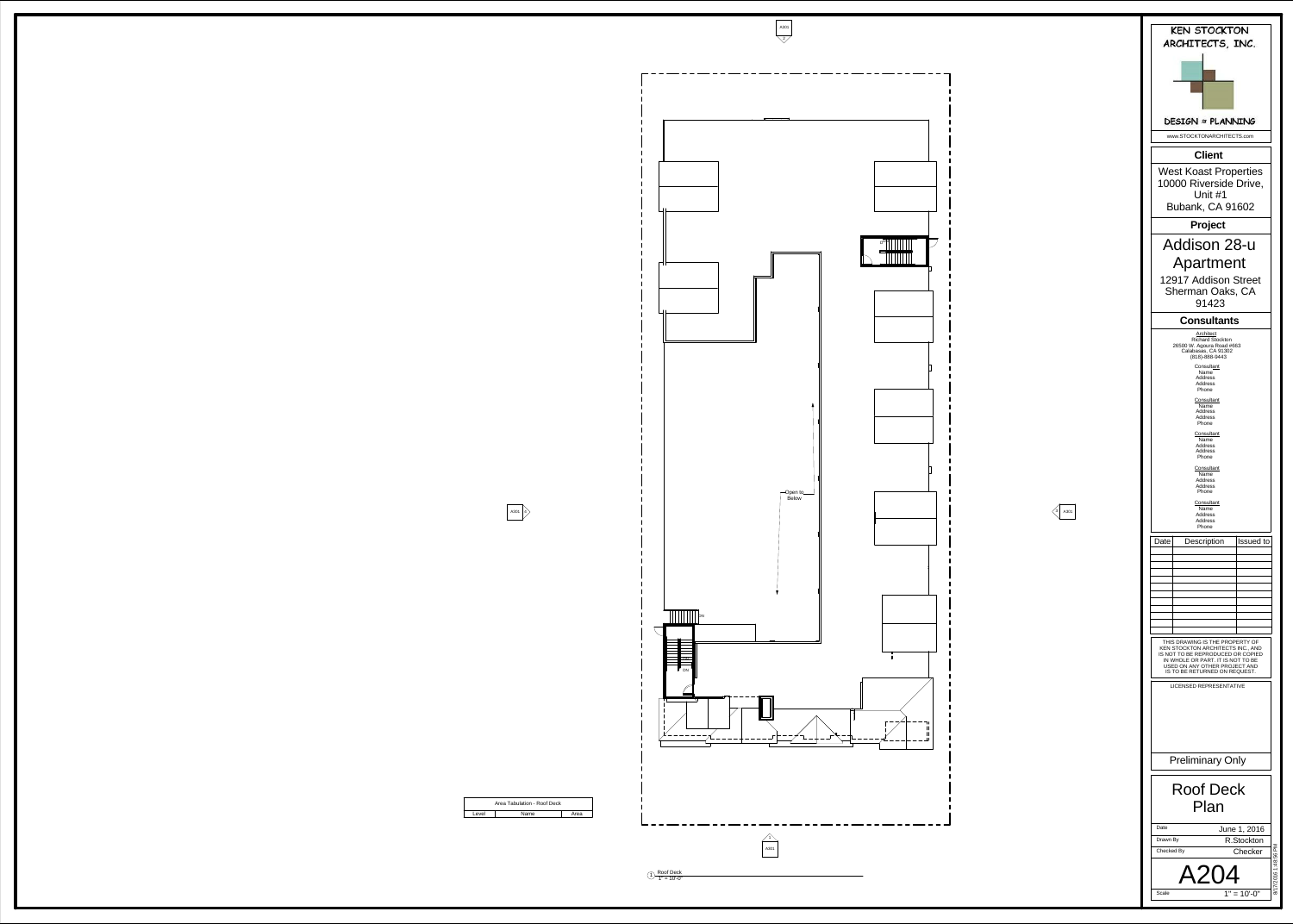A301

Open to Below

DN

DN

A301

A301

A301

| Area Tabulation - Roof Deck | | |
| --- | --- | --- |
| Level | Name | Area |

1 Roof Deck
1" = 10'-0"

**KEN STOCKTON ARCHITECTS, INC.**

**DESIGN ≈ PLANNING**

www.STOCKTONARCHITECTS.com

## Client

West Koast Properties
10000 Riverside Drive, Unit #1
Bubank, CA 91602

## Project

Addison 28-u Apartment

12917 Addison Street
Sherman Oaks, CA 91423

## Consultants

Architect
Richard Stockton
26500 W. Agoura Road #663
Calabasas, CA 91302
(818)-888-9443

Consultant
Name
Address
Address
Phone

Consultant
Name
Address
Address
Phone

Consultant
Name
Address
Address
Phone

Consultant
Name
Address
Address
Phone

Consultant
Name
Address
Address
Phone

| Date | Description | Issued to |
| --- | --- | --- |
| | | |

THIS DRAWING IS THE PROPERTY OF KEN STOCKTON ARCHITECTS INC., AND IS NOT TO BE REPRODUCED OR COPIED IN WHOLE OR PART. IT IS NOT TO BE USED ON ANY OTHER PROJECT AND IS TO BE RETURNED ON REQUEST.

LICENSED REPRESENTATIVE

Preliminary Only

# Roof Deck Plan

| | |
| --- | --- |
| Date | June 1, 2016 |
| Drawn By | R.Stockton |
| Checked By | Checker |

# A204

Scale 1" = 10'-0"

8/27/2016 1:48:56 PM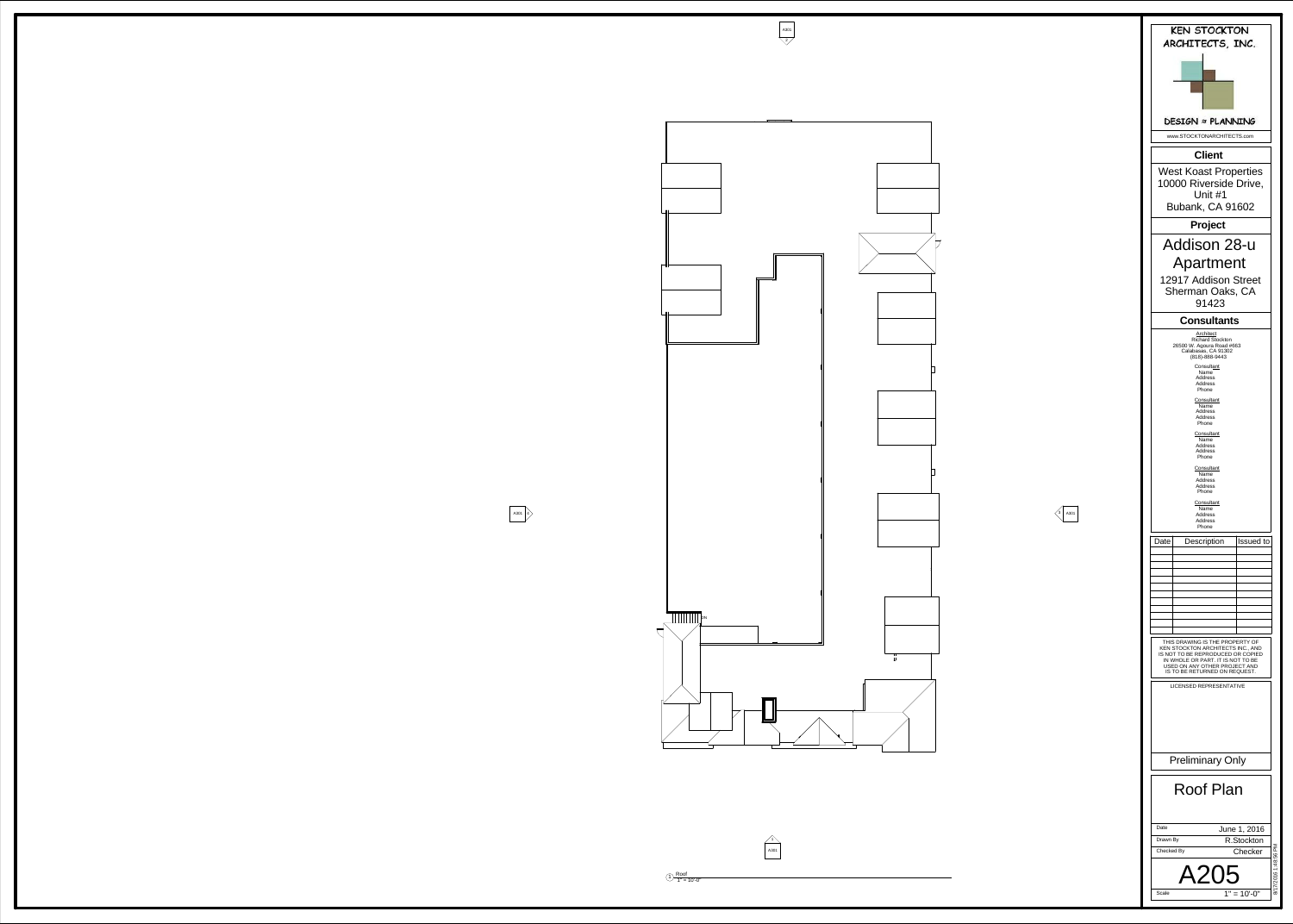KEN STOCKTON ARCHITECTS, INC.

DESIGN ≈ PLANNING

www.STOCKTONARCHITECTS.com

**Client**

West Koast Properties
10000 Riverside Drive, Unit #1
Bubank, CA 91602

**Project**

# Addison 28-u Apartment

12917 Addison Street
Sherman Oaks, CA 91423

**Consultants**

Architect
Richard Stockton
26500 W. Agoura Road #663
Calabasas, CA 91302
(818)-888-9443

Consultant
Name
Address
Address
Phone

Consultant
Name
Address
Address
Phone

Consultant
Name
Address
Address
Phone

Consultant
Name
Address
Address
Phone

Consultant
Name
Address
Address
Phone

| Date | Description | Issued to |
|---|---|---|
| | | |
| | | |
| | | |
| | | |
| | | |
| | | |
| | | |
| | | |
| | | |
| | | |
| | | |
| | | |

THIS DRAWING IS THE PROPERTY OF KEN STOCKTON ARCHITECTS INC., AND IS NOT TO BE REPRODUCED OR COPIED IN WHOLE OR PART. IT IS NOT TO BE USED ON ANY OTHER PROJECT AND IS TO BE RETURNED ON REQUEST.

LICENSED REPRESENTATIVE

Preliminary Only

## Roof Plan

| | |
|---|---|
| Date | June 1, 2016 |
| Drawn By | R.Stockton |
| Checked By | Checker |

# A205

Scale 1" = 10'-0"

8/27/2016 1:48:56 PM

A301 2

A301 1

3 A301

1 A301

DN

1 Roof
1" = 10'-0"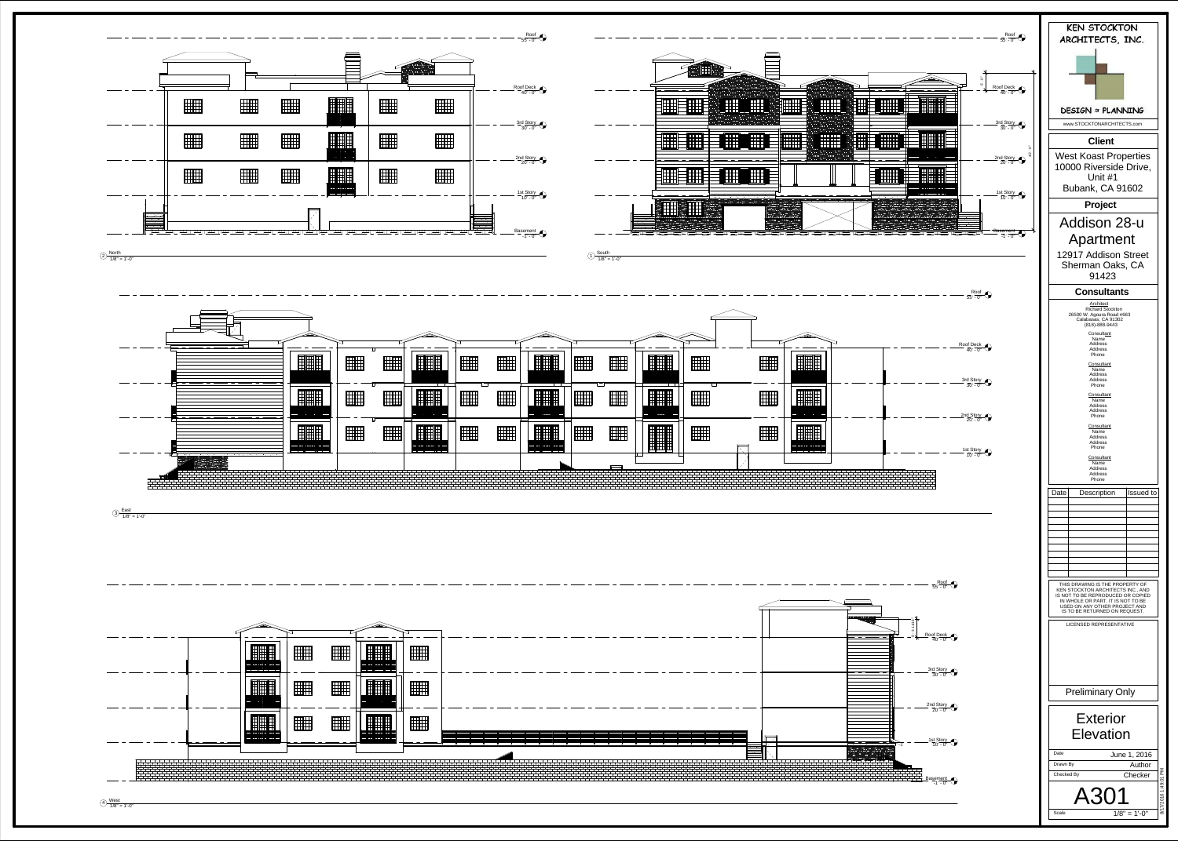Roof
55' - 0"

Roof Deck
40' - 0"

3rd Story
30' - 0"

2nd Story
20' - 0"

1st Story
10' - 0"

Basement
-1' - 0"

2 North
1/8" = 1'-0"

1 South
1/8" = 1'-0"

3 East
1/8" = 1'-0"

4 West
1/8" = 1'-0"

**KEN STOCKTON ARCHITECTS, INC.**

**DESIGN ≈ PLANNING**

www.STOCKTONARCHITECTS.com

## Client

West Koast Properties
10000 Riverside Drive, Unit #1
Bubank, CA 91602

## Project

Addison 28-u Apartment

12917 Addison Street
Sherman Oaks, CA 91423

## Consultants

Architect
Richard Stockton
26500 W. Agoura Road #663
Calabasas, CA 91302
(818)-888-9443

Consultant
Name
Address
Address
Phone

Consultant
Name
Address
Address
Phone

Consultant
Name
Address
Address
Phone

Consultant
Name
Address
Address
Phone

Consultant
Name
Address
Address
Phone

| Date | Description | Issued to |
|---|---|---|
| | | |

THIS DRAWING IS THE PROPERTY OF KEN STOCKTON ARCHITECTS INC., AND IS NOT TO BE REPRODUCED OR COPIED IN WHOLE OR PART. IT IS NOT TO BE USED ON ANY OTHER PROJECT AND IS TO BE RETURNED ON REQUEST.

LICENSED REPRESENTATIVE

Preliminary Only

## Exterior Elevation

Date: June 1, 2016
Drawn By: Author
Checked By: Checker

A301

Scale: 1/8" = 1'-0"

8/27/2016 1:49:01 PM